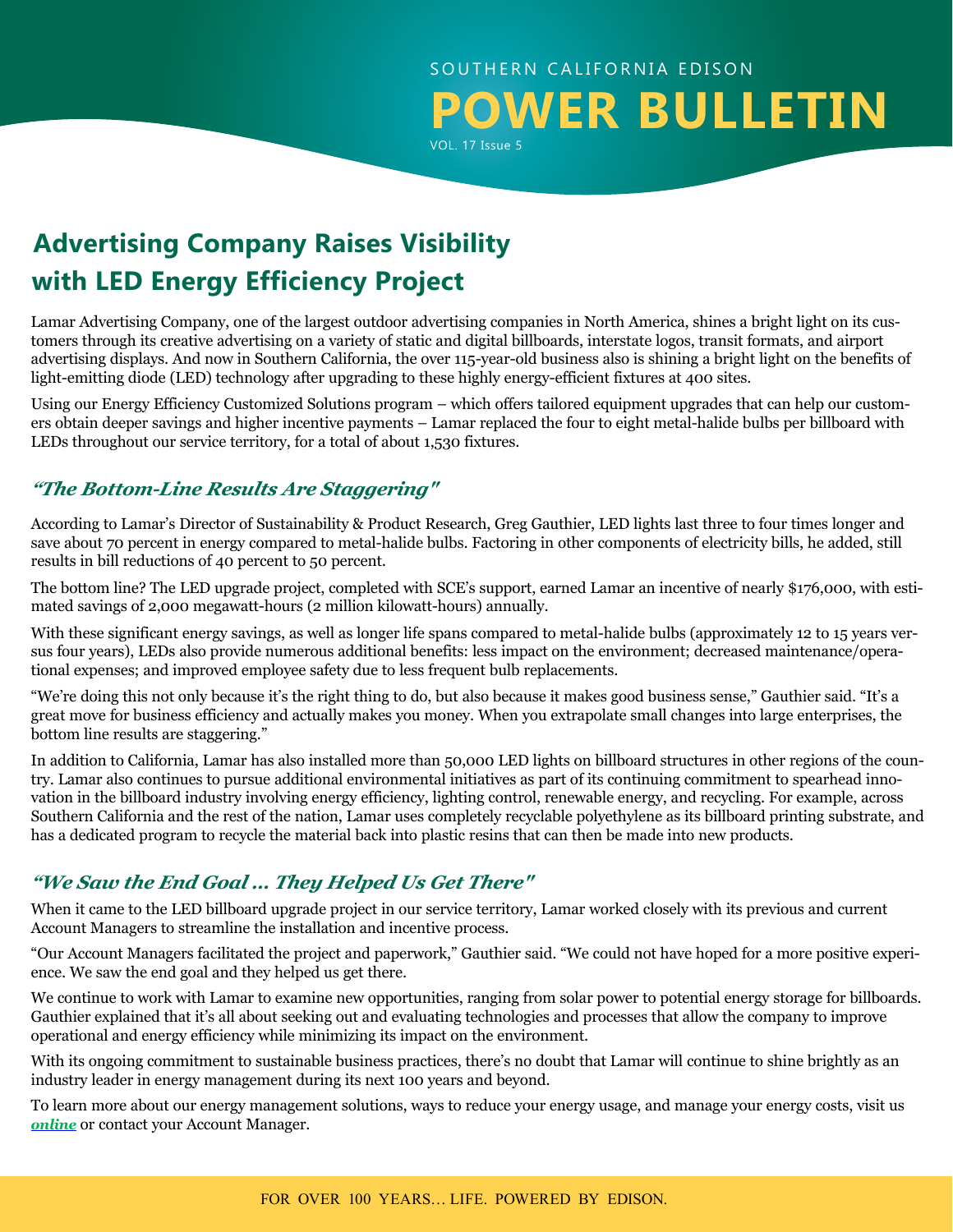SOUTHERN CALIFORNIA EDISON

# POWER BULLETIN

VOL. 17 Issue 5

## Advertising Company Raises Visibility with LED Energy Efficiency Project

Lamar Advertising Company, one of the largest outdoor advertising companies in North America, shines a bright light on its customers through its creative advertising on a variety of static and digital billboards, interstate logos, transit formats, and airport advertising displays. And now in Southern California, the over 115-year-old business also is shining a bright light on the benefits of light-emitting diode (LED) technology after upgrading to these highly energy-efficient fixtures at 400 sites.

Using our Energy Efficiency Customized Solutions program – which offers tailored equipment upgrades that can help our customers obtain deeper savings and higher incentive payments – Lamar replaced the four to eight metal-halide bulbs per billboard with LEDs throughout our service territory, for a total of about 1,530 fixtures.

### *"The Bottom-Line Results Are Staggering"*

According to Lamar's Director of Sustainability & Product Research, Greg Gauthier, LED lights last three to four times longer and save about 70 percent in energy compared to metal-halide bulbs. Factoring in other components of electricity bills, he added, still results in bill reductions of 40 percent to 50 percent.

The bottom line? The LED upgrade project, completed with SCE's support, earned Lamar an incentive of nearly $176,000, with estimated savings of 2,000 megawatt-hours (2 million kilowatt-hours) annually.

With these significant energy savings, as well as longer life spans compared to metal-halide bulbs (approximately 12 to 15 years versus four years), LEDs also provide numerous additional benefits: less impact on the environment; decreased maintenance/operational expenses; and improved employee safety due to less frequent bulb replacements.

"We're doing this not only because it's the right thing to do, but also because it makes good business sense," Gauthier said. "It's a great move for business efficiency and actually makes you money. When you extrapolate small changes into large enterprises, the bottom line results are staggering."

In addition to California, Lamar has also installed more than 50,000 LED lights on billboard structures in other regions of the country. Lamar also continues to pursue additional environmental initiatives as part of its continuing commitment to spearhead innovation in the billboard industry involving energy efficiency, lighting control, renewable energy, and recycling. For example, across Southern California and the rest of the nation, Lamar uses completely recyclable polyethylene as its billboard printing substrate, and has a dedicated program to recycle the material back into plastic resins that can then be made into new products.

### *"We Saw the End Goal … They Helped Us Get There"*

When it came to the LED billboard upgrade project in our service territory, Lamar worked closely with its previous and current Account Managers to streamline the installation and incentive process.

"Our Account Managers facilitated the project and paperwork," Gauthier said. "We could not have hoped for a more positive experience. We saw the end goal and they helped us get there.

We continue to work with Lamar to examine new opportunities, ranging from solar power to potential energy storage for billboards. Gauthier explained that it's all about seeking out and evaluating technologies and processes that allow the company to improve operational and energy efficiency while minimizing its impact on the environment.

With its ongoing commitment to sustainable business practices, there's no doubt that Lamar will continue to shine brightly as an industry leader in energy management during its next 100 years and beyond.

To learn more about our energy management solutions, ways to reduce your energy usage, and manage your energy costs, visit us ***online*** or contact your Account Manager.

FOR OVER 100 YEARS… LIFE. POWERED BY EDISON.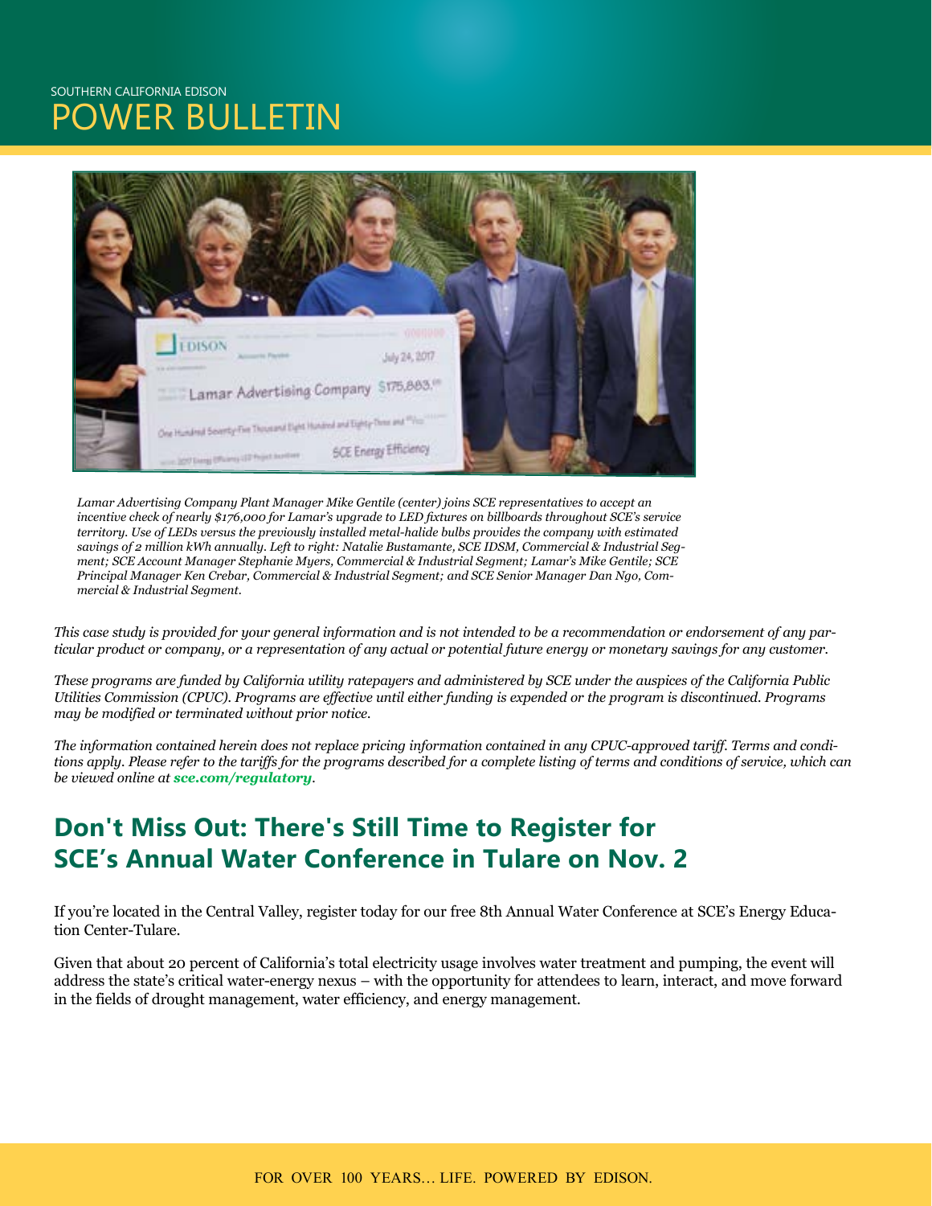*Lamar Advertising Company Plant Manager Mike Gentile (center) joins SCE representatives to accept an incentive check of nearly $176,000 for Lamar's upgrade to LED fixtures on billboards throughout SCE's service territory. Use of LEDs versus the previously installed metal-halide bulbs provides the company with estimated savings of 2 million kWh annually. Left to right: Natalie Bustamante, SCE IDSM, Commercial & Industrial Segment; SCE Account Manager Stephanie Myers, Commercial & Industrial Segment; Lamar's Mike Gentile; SCE Principal Manager Ken Crebar, Commercial & Industrial Segment; and SCE Senior Manager Dan Ngo, Commercial & Industrial Segment.*

*This case study is provided for your general information and is not intended to be a recommendation or endorsement of any particular product or company, or a representation of any actual or potential future energy or monetary savings for any customer.*

*These programs are funded by California utility ratepayers and administered by SCE under the auspices of the California Public Utilities Commission (CPUC). Programs are effective until either funding is expended or the program is discontinued. Programs may be modified or terminated without prior notice.*

*The information contained herein does not replace pricing information contained in any CPUC-approved tariff. Terms and conditions apply. Please refer to the tariffs for the programs described for a complete listing of terms and conditions of service, which can be viewed online at* ***sce.com/regulatory****.*

## Don't Miss Out: There's Still Time to Register for SCE's Annual Water Conference in Tulare on Nov. 2

If you're located in the Central Valley, register today for our free 8th Annual Water Conference at SCE's Energy Education Center-Tulare.

Given that about 20 percent of California's total electricity usage involves water treatment and pumping, the event will address the state's critical water-energy nexus – with the opportunity for attendees to learn, interact, and move forward in the fields of drought management, water efficiency, and energy management.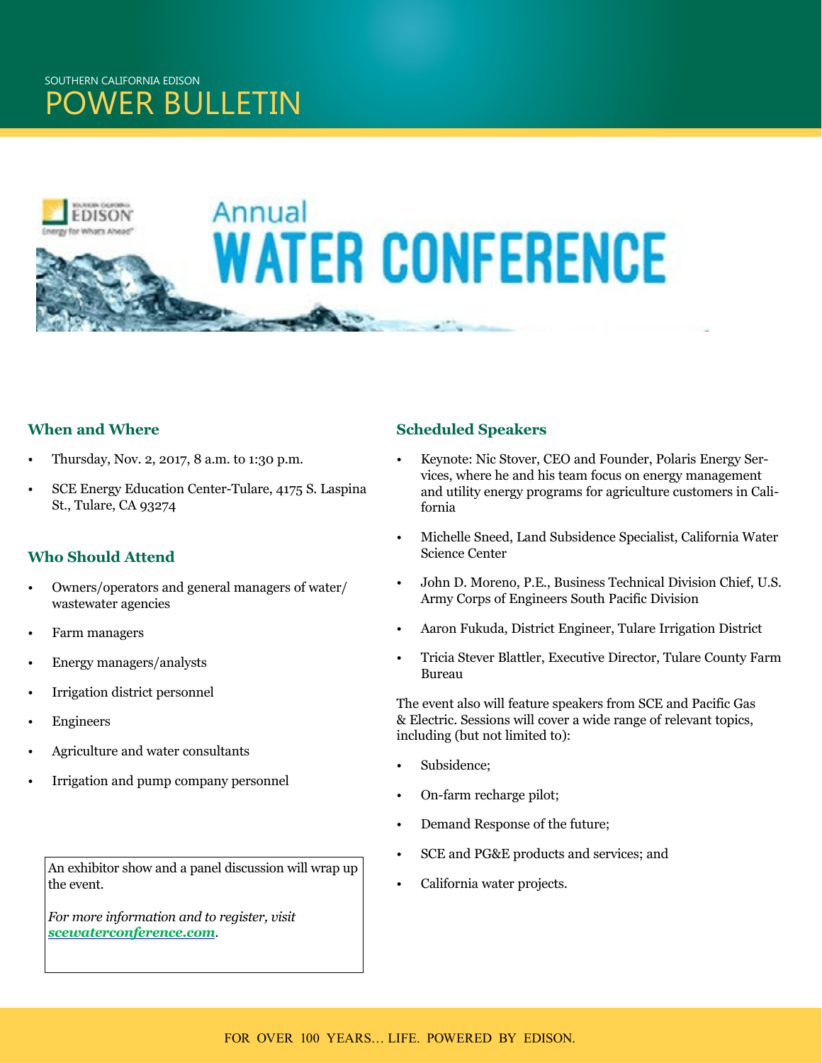# Annual WATER CONFERENCE

### When and Where

- Thursday, Nov. 2, 2017, 8 a.m. to 1:30 p.m.
- SCE Energy Education Center-Tulare, 4175 S. Laspina St., Tulare, CA 93274

### Who Should Attend

- Owners/operators and general managers of water/wastewater agencies
- Farm managers
- Energy managers/analysts
- Irrigation district personnel
- Engineers
- Agriculture and water consultants
- Irrigation and pump company personnel

An exhibitor show and a panel discussion will wrap up the event.

*For more information and to register, visit* ***scewaterconference.com***.

### Scheduled Speakers

- Keynote: Nic Stover, CEO and Founder, Polaris Energy Services, where he and his team focus on energy management and utility energy programs for agriculture customers in California
- Michelle Sneed, Land Subsidence Specialist, California Water Science Center
- John D. Moreno, P.E., Business Technical Division Chief, U.S. Army Corps of Engineers South Pacific Division
- Aaron Fukuda, District Engineer, Tulare Irrigation District
- Tricia Stever Blattler, Executive Director, Tulare County Farm Bureau

The event also will feature speakers from SCE and Pacific Gas & Electric. Sessions will cover a wide range of relevant topics, including (but not limited to):

- Subsidence;
- On-farm recharge pilot;
- Demand Response of the future;
- SCE and PG&E products and services; and
- California water projects.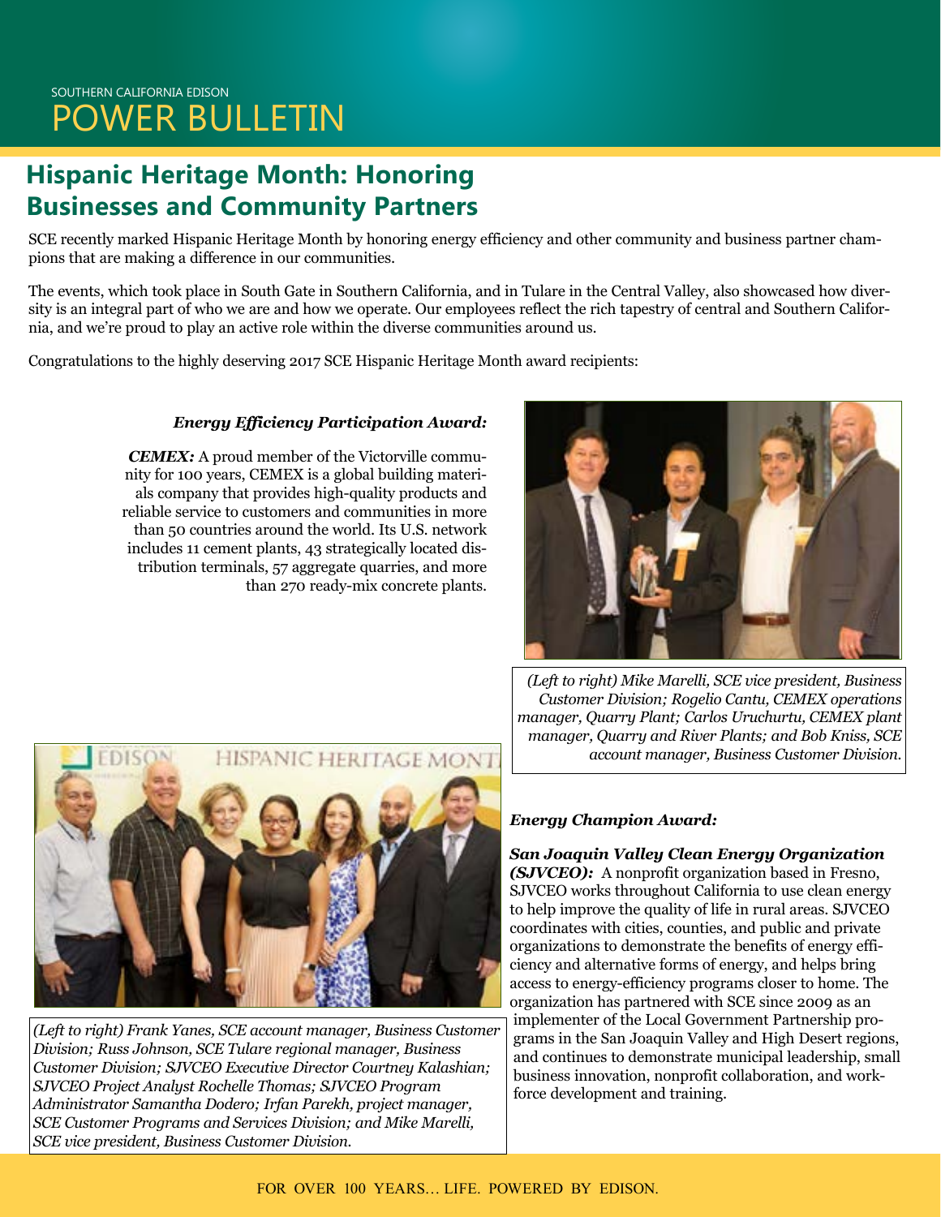SOUTHERN CALIFORNIA EDISON

# POWER BULLETIN

## Hispanic Heritage Month: Honoring Businesses and Community Partners

SCE recently marked Hispanic Heritage Month by honoring energy efficiency and other community and business partner champions that are making a difference in our communities.

The events, which took place in South Gate in Southern California, and in Tulare in the Central Valley, also showcased how diversity is an integral part of who we are and how we operate. Our employees reflect the rich tapestry of central and Southern California, and we're proud to play an active role within the diverse communities around us.

Congratulations to the highly deserving 2017 SCE Hispanic Heritage Month award recipients:

***Energy Efficiency Participation Award:***

***CEMEX:*** A proud member of the Victorville community for 100 years, CEMEX is a global building materials company that provides high-quality products and reliable service to customers and communities in more than 50 countries around the world. Its U.S. network includes 11 cement plants, 43 strategically located distribution terminals, 57 aggregate quarries, and more than 270 ready-mix concrete plants.

*(Left to right) Mike Marelli, SCE vice president, Business Customer Division; Rogelio Cantu, CEMEX operations manager, Quarry Plant; Carlos Uruchurtu, CEMEX plant manager, Quarry and River Plants; and Bob Kniss, SCE account manager, Business Customer Division.*

***Energy Champion Award:***

***San Joaquin Valley Clean Energy Organization (SJVCEO):*** A nonprofit organization based in Fresno, SJVCEO works throughout California to use clean energy to help improve the quality of life in rural areas. SJVCEO coordinates with cities, counties, and public and private organizations to demonstrate the benefits of energy efficiency and alternative forms of energy, and helps bring access to energy-efficiency programs closer to home. The organization has partnered with SCE since 2009 as an implementer of the Local Government Partnership programs in the San Joaquin Valley and High Desert regions, and continues to demonstrate municipal leadership, small business innovation, nonprofit collaboration, and workforce development and training.

*(Left to right) Frank Yanes, SCE account manager, Business Customer Division; Russ Johnson, SCE Tulare regional manager, Business Customer Division; SJVCEO Executive Director Courtney Kalashian; SJVCEO Project Analyst Rochelle Thomas; SJVCEO Program Administrator Samantha Dodero; Irfan Parekh, project manager, SCE Customer Programs and Services Division; and Mike Marelli, SCE vice president, Business Customer Division.*

FOR OVER 100 YEARS... LIFE. POWERED BY EDISON.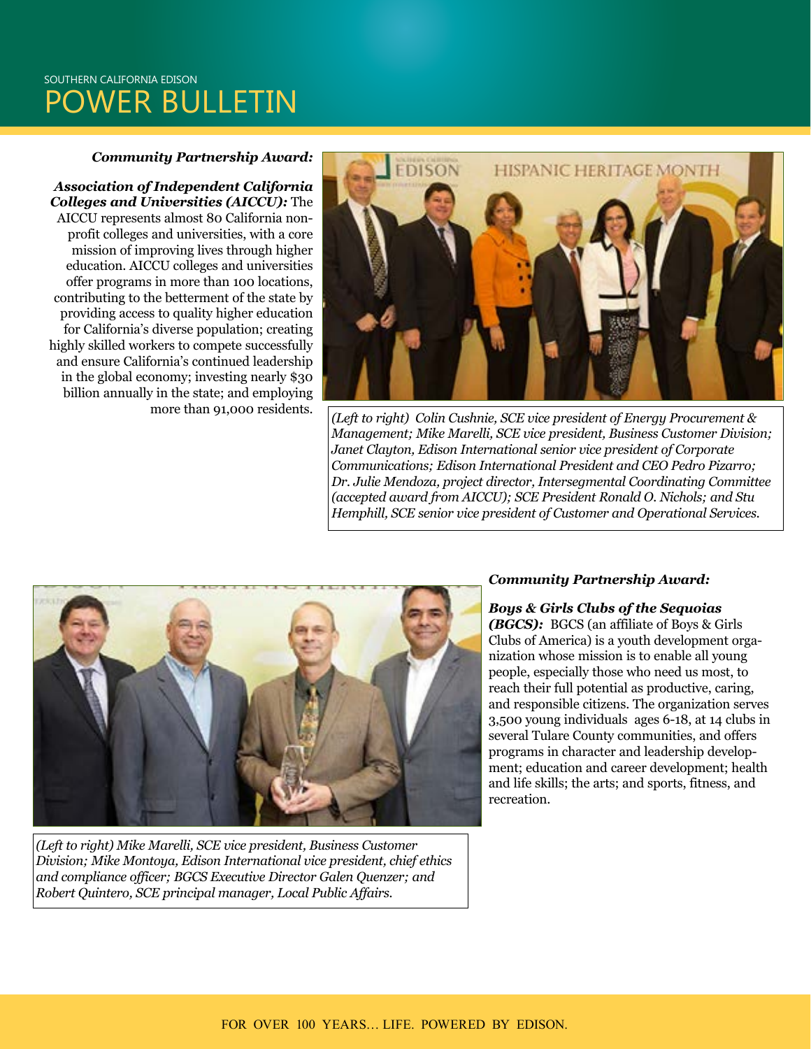***Community Partnership Award:***

***Association of Independent California Colleges and Universities (AICCU):*** The AICCU represents almost 80 California non-profit colleges and universities, with a core mission of improving lives through higher education. AICCU colleges and universities offer programs in more than 100 locations, contributing to the betterment of the state by providing access to quality higher education for California's diverse population; creating highly skilled workers to compete successfully and ensure California's continued leadership in the global economy; investing nearly $30 billion annually in the state; and employing more than 91,000 residents.

*(Left to right) Colin Cushnie, SCE vice president of Energy Procurement & Management; Mike Marelli, SCE vice president, Business Customer Division; Janet Clayton, Edison International senior vice president of Corporate Communications; Edison International President and CEO Pedro Pizarro; Dr. Julie Mendoza, project director, Intersegmental Coordinating Committee (accepted award from AICCU); SCE President Ronald O. Nichols; and Stu Hemphill, SCE senior vice president of Customer and Operational Services.*

***Community Partnership Award:***

***Boys & Girls Clubs of the Sequoias (BGCS):*** BGCS (an affiliate of Boys & Girls Clubs of America) is a youth development organization whose mission is to enable all young people, especially those who need us most, to reach their full potential as productive, caring, and responsible citizens. The organization serves 3,500 young individuals ages 6-18, at 14 clubs in several Tulare County communities, and offers programs in character and leadership development; education and career development; health and life skills; the arts; and sports, fitness, and recreation.

*(Left to right) Mike Marelli, SCE vice president, Business Customer Division; Mike Montoya, Edison International vice president, chief ethics and compliance officer; BGCS Executive Director Galen Quenzer; and Robert Quintero, SCE principal manager, Local Public Affairs.*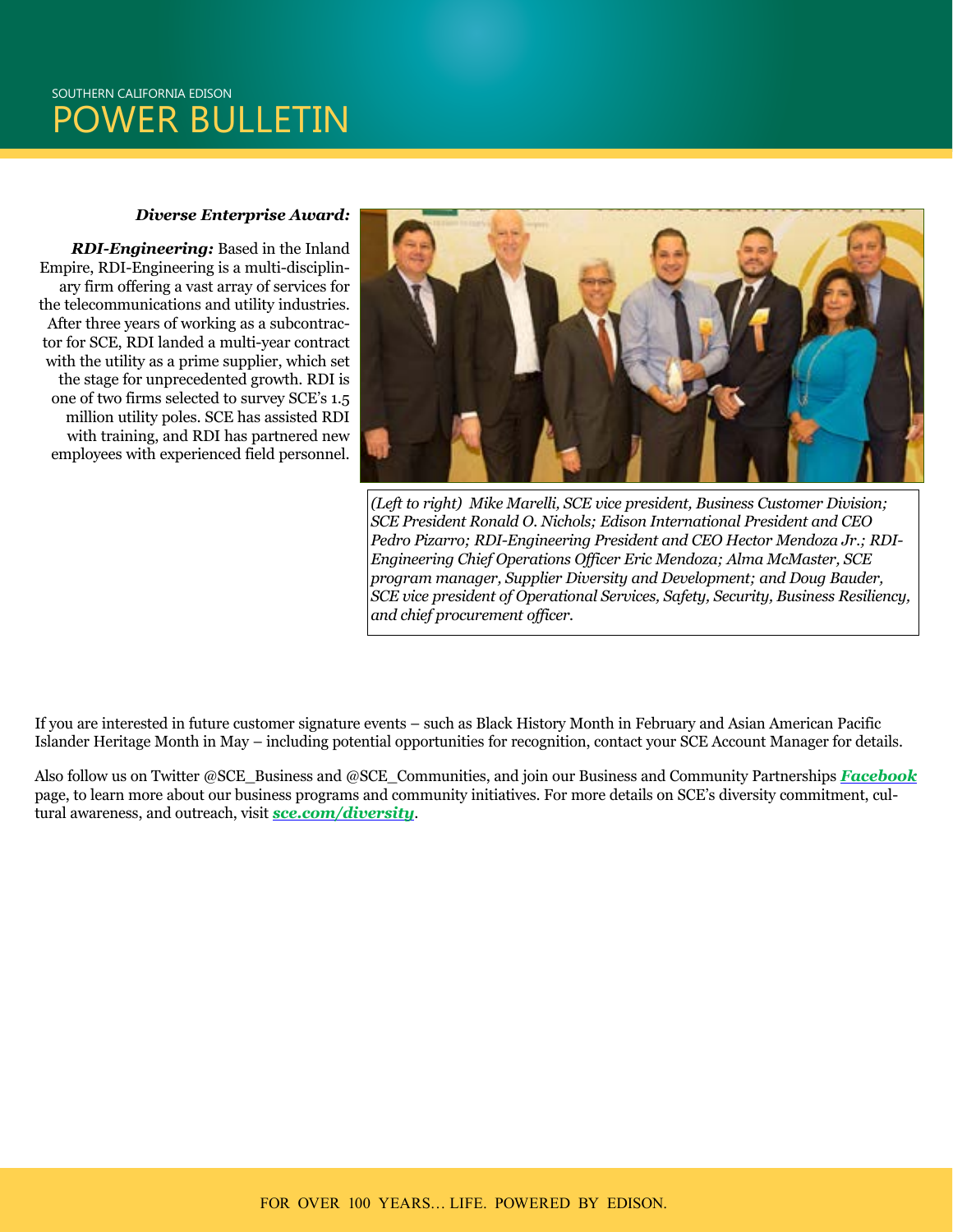***Diverse Enterprise Award:***

***RDI-Engineering:*** Based in the Inland Empire, RDI-Engineering is a multi-disciplinary firm offering a vast array of services for the telecommunications and utility industries. After three years of working as a subcontractor for SCE, RDI landed a multi-year contract with the utility as a prime supplier, which set the stage for unprecedented growth. RDI is one of two firms selected to survey SCE's 1.5 million utility poles. SCE has assisted RDI with training, and RDI has partnered new employees with experienced field personnel.

*(Left to right) Mike Marelli, SCE vice president, Business Customer Division; SCE President Ronald O. Nichols; Edison International President and CEO Pedro Pizarro; RDI-Engineering President and CEO Hector Mendoza Jr.; RDI-Engineering Chief Operations Officer Eric Mendoza; Alma McMaster, SCE program manager, Supplier Diversity and Development; and Doug Bauder, SCE vice president of Operational Services, Safety, Security, Business Resiliency, and chief procurement officer.*

If you are interested in future customer signature events – such as Black History Month in February and Asian American Pacific Islander Heritage Month in May – including potential opportunities for recognition, contact your SCE Account Manager for details.

Also follow us on Twitter @SCE_Business and @SCE_Communities, and join our Business and Community Partnerships ***Facebook*** page, to learn more about our business programs and community initiatives. For more details on SCE's diversity commitment, cultural awareness, and outreach, visit ***sce.com/diversity***.